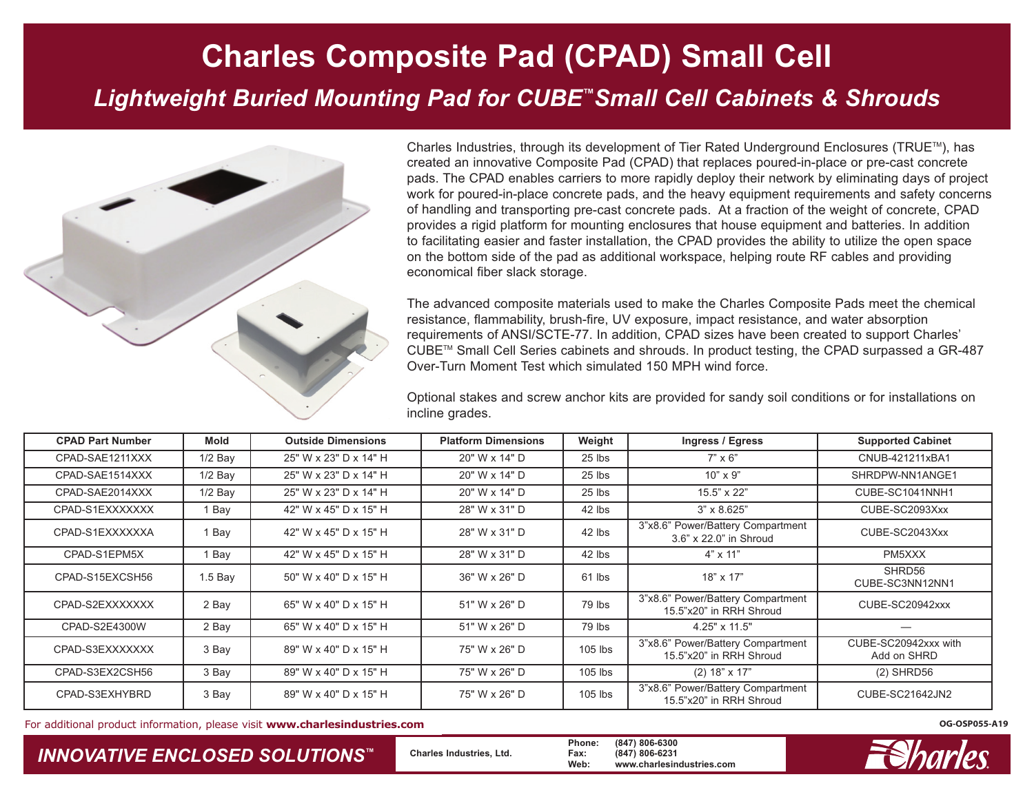# Charles Composite Pad (CPAD) Small Cell

## *Lightweight Buried Mounting Pad for CUBE™ Small Cell Cabinets & Shrouds*

Charles Industries, through its development of Tier Rated Underground Enclosures (TRUE™), has created an innovative Composite Pad (CPAD) that replaces poured-in-place or pre-cast concrete pads. The CPAD enables carriers to more rapidly deploy their network by eliminating days of project work for poured-in-place concrete pads, and the heavy equipment requirements and safety concerns of handling and transporting pre-cast concrete pads. At a fraction of the weight of concrete, CPAD provides a rigid platform for mounting enclosures that house equipment and batteries. In addition to facilitating easier and faster installation, the CPAD provides the ability to utilize the open space on the bottom side of the pad as additional workspace, helping route RF cables and providing economical fiber slack storage.

The advanced composite materials used to make the Charles Composite Pads meet the chemical resistance, flammability, brush-fire, UV exposure, impact resistance, and water absorption requirements of ANSI/SCTE-77. In addition, CPAD sizes have been created to support Charles' CUBE™ Small Cell Series cabinets and shrouds. In product testing, the CPAD surpassed a GR-487 Over-Turn Moment Test which simulated 150 MPH wind force.

Optional stakes and screw anchor kits are provided for sandy soil conditions or for installations on incline grades.

| CPAD Part Number | Mold | Outside Dimensions | Platform Dimensions | Weight | Ingress / Egress | Supported Cabinet |
|---|---|---|---|---|---|---|
| CPAD-SAE1211XXX | 1/2 Bay | 25" W x 23" D x 14" H | 20" W x 14" D | 25 lbs | 7" x 6" | CNUB-421211xBA1 |
| CPAD-SAE1514XXX | 1/2 Bay | 25" W x 23" D x 14" H | 20" W x 14" D | 25 lbs | 10" x 9" | SHRDPW-NN1ANGE1 |
| CPAD-SAE2014XXX | 1/2 Bay | 25" W x 23" D x 14" H | 20" W x 14" D | 25 lbs | 15.5" x 22" | CUBE-SC1041NNH1 |
| CPAD-S1EXXXXXXX | 1 Bay | 42" W x 45" D x 15" H | 28" W x 31" D | 42 lbs | 3" x 8.625" | CUBE-SC2093Xxx |
| CPAD-S1EXXXXXXA | 1 Bay | 42" W x 45" D x 15" H | 28" W x 31" D | 42 lbs | 3"x8.6" Power/Battery Compartment 3.6" x 22.0" in Shroud | CUBE-SC2043Xxx |
| CPAD-S1EPM5X | 1 Bay | 42" W x 45" D x 15" H | 28" W x 31" D | 42 lbs | 4" x 11" | PM5XXX |
| CPAD-S15EXCSH56 | 1.5 Bay | 50" W x 40" D x 15" H | 36" W x 26" D | 61 lbs | 18" x 17" | SHRD56 CUBE-SC3NN12NN1 |
| CPAD-S2EXXXXXXX | 2 Bay | 65" W x 40" D x 15" H | 51" W x 26" D | 79 lbs | 3"x8.6" Power/Battery Compartment 15.5"x20" in RRH Shroud | CUBE-SC20942xxx |
| CPAD-S2E4300W | 2 Bay | 65" W x 40" D x 15" H | 51" W x 26" D | 79 lbs | 4.25" x 11.5" | — |
| CPAD-S3EXXXXXXX | 3 Bay | 89" W x 40" D x 15" H | 75" W x 26" D | 105 lbs | 3"x8.6" Power/Battery Compartment 15.5"x20" in RRH Shroud | CUBE-SC20942xxx with Add on SHRD |
| CPAD-S3EX2CSH56 | 3 Bay | 89" W x 40" D x 15" H | 75" W x 26" D | 105 lbs | (2) 18" x 17" | (2) SHRD56 |
| CPAD-S3EXHYBRD | 3 Bay | 89" W x 40" D x 15" H | 75" W x 26" D | 105 lbs | 3"x8.6" Power/Battery Compartment 15.5"x20" in RRH Shroud | CUBE-SC21642JN2 |

For additional product information, please visit **www.charlesindustries.com**

OG-OSP055-A19

*INNOVATIVE ENCLOSED SOLUTIONS™*

**Charles Industries, Ltd.**

**Phone:** (847) 806-6300
**Fax:** (847) 806-6231
**Web:** www.charlesindustries.com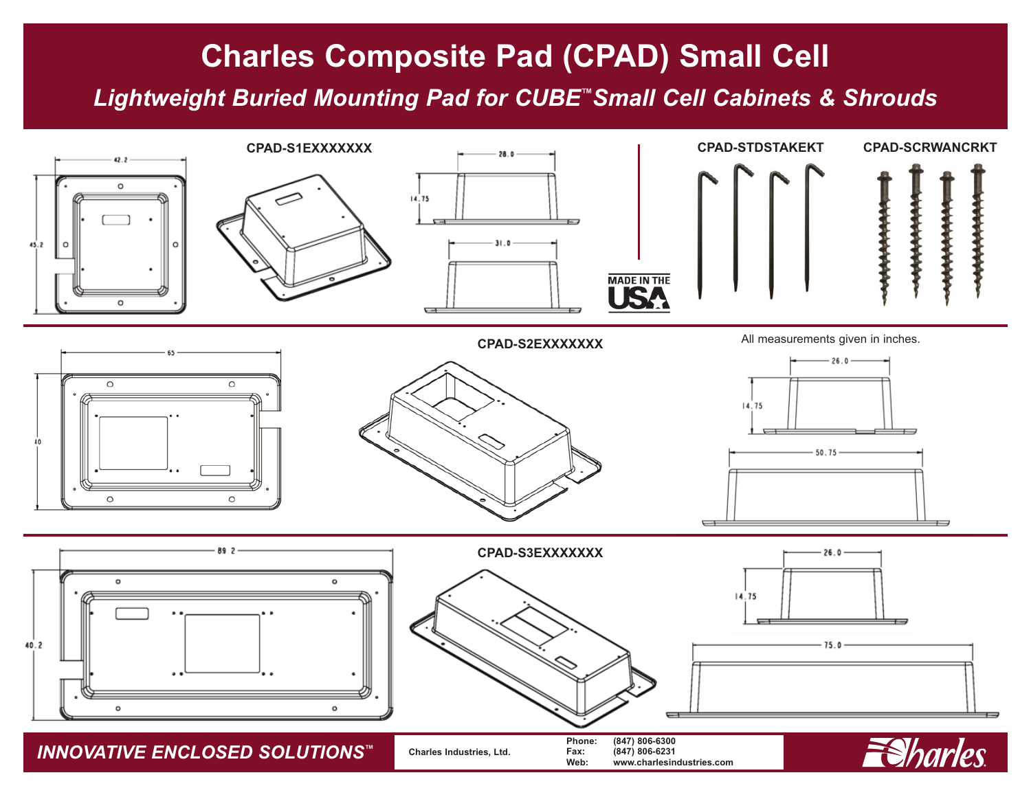# Charles Composite Pad (CPAD) Small Cell

## *Lightweight Buried Mounting Pad for CUBE™ Small Cell Cabinets & Shrouds*

### CPAD-S1EXXXXXXX

42.2

45.2

28.0

14.75

31.0

MADE IN THE USA

### CPAD-STDSTAKEKT

### CPAD-SCRWANCRKT

### CPAD-S2EXXXXXXX

All measurements given in inches.

65

40

26.0

14.75

50.75

### CPAD-S3EXXXXXXX

89.2

40.2

26.0

14.75

75.0

*INNOVATIVE ENCLOSED SOLUTIONS™*

Charles Industries, Ltd.

Phone: (847) 806-6300
Fax: (847) 806-6231
Web: www.charlesindustries.com

Charles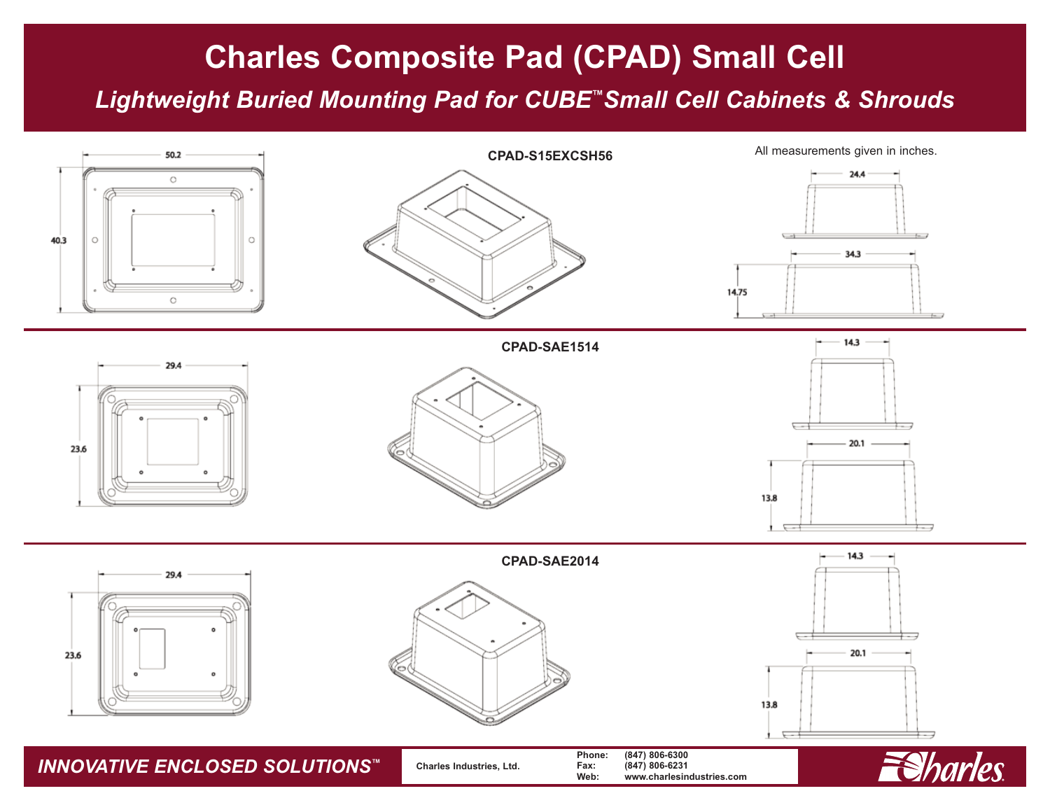# Charles Composite Pad (CPAD) Small Cell

*Lightweight Buried Mounting Pad for CUBE™ Small Cell Cabinets & Shrouds*

All measurements given in inches.

## CPAD-S15EXCSH56

50.2

40.3

24.4

34.3

14.75

## CPAD-SAE1514

29.4

23.6

14.3

20.1

13.8

## CPAD-SAE2014

29.4

23.6

14.3

20.1

13.8

*INNOVATIVE ENCLOSED SOLUTIONS™*

Charles Industries, Ltd.

Phone: (847) 806-6300
Fax: (847) 806-6231
Web: www.charlesindustries.com